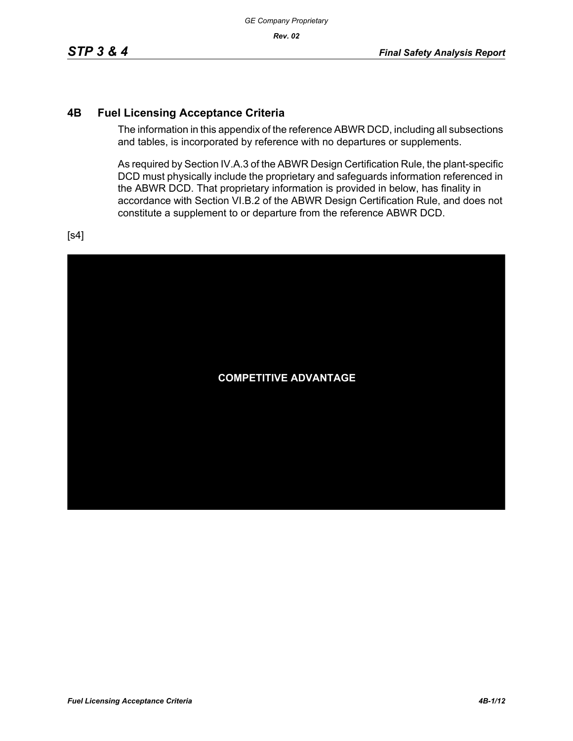# 4B Fuel Licensing Acceptance Criteria

The information in this appendix of the reference ABWR DCD, including all subsections and tables, is incorporated by reference with no departures or supplements.

As required by Section IV.A.3 of the ABWR Design Certification Rule, the plant-specific DCD must physically include the proprietary and safeguards information referenced in the ABWR DCD. That proprietary information is provided in below, has finality in accordance with Section VI.B.2 of the ABWR Design Certification Rule, and does not constitute a supplement to or departure from the reference ABWR DCD.

[s4]

**COMPETITIVE ADVANTAGE**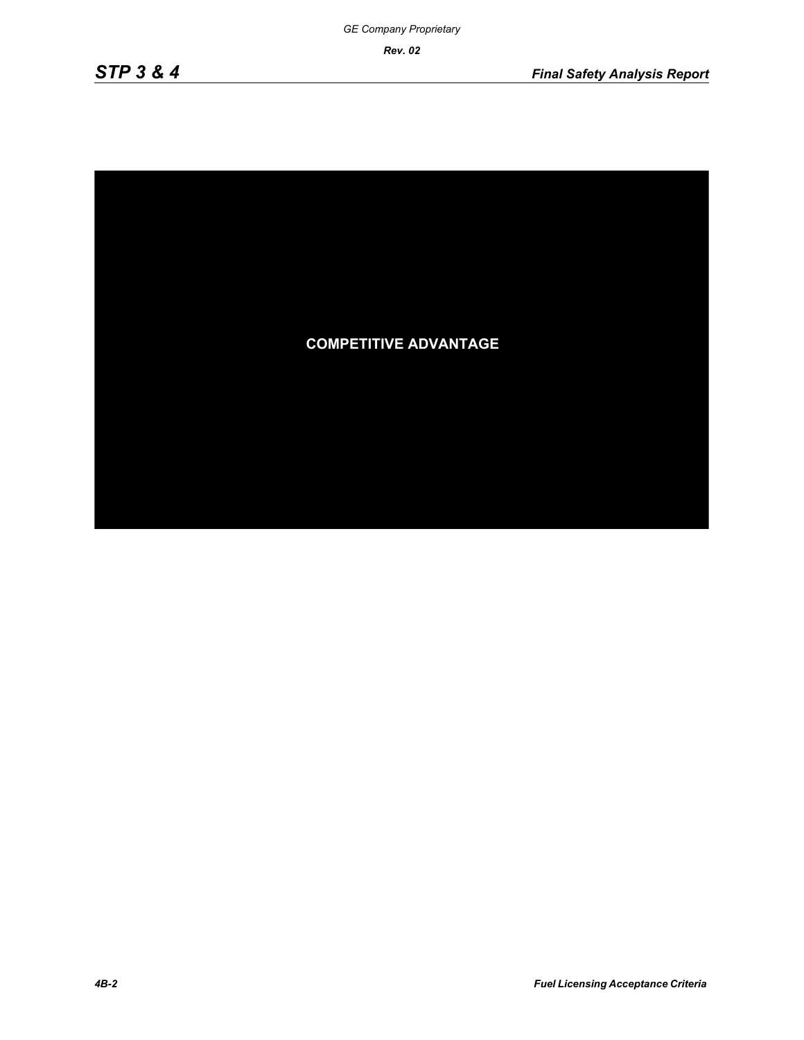GE Company Proprietary

**COMPETITIVE ADVANTAGE**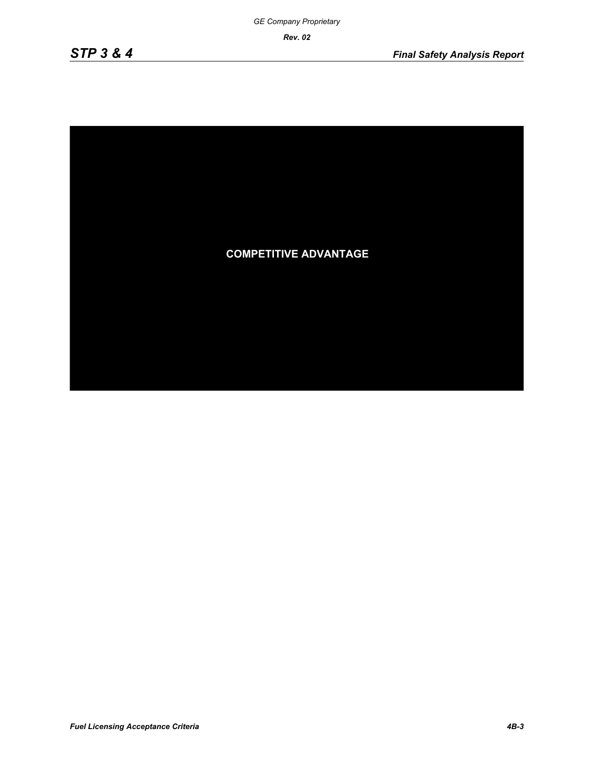COMPETITIVE ADVANTAGE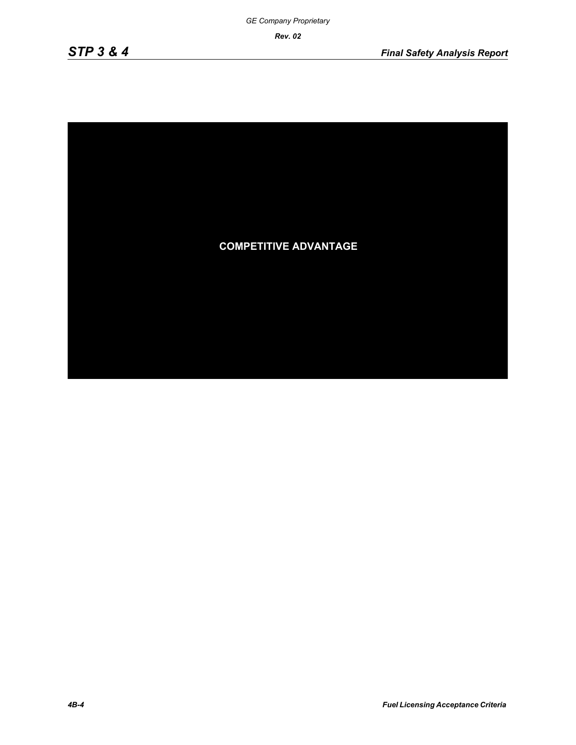COMPETITIVE ADVANTAGE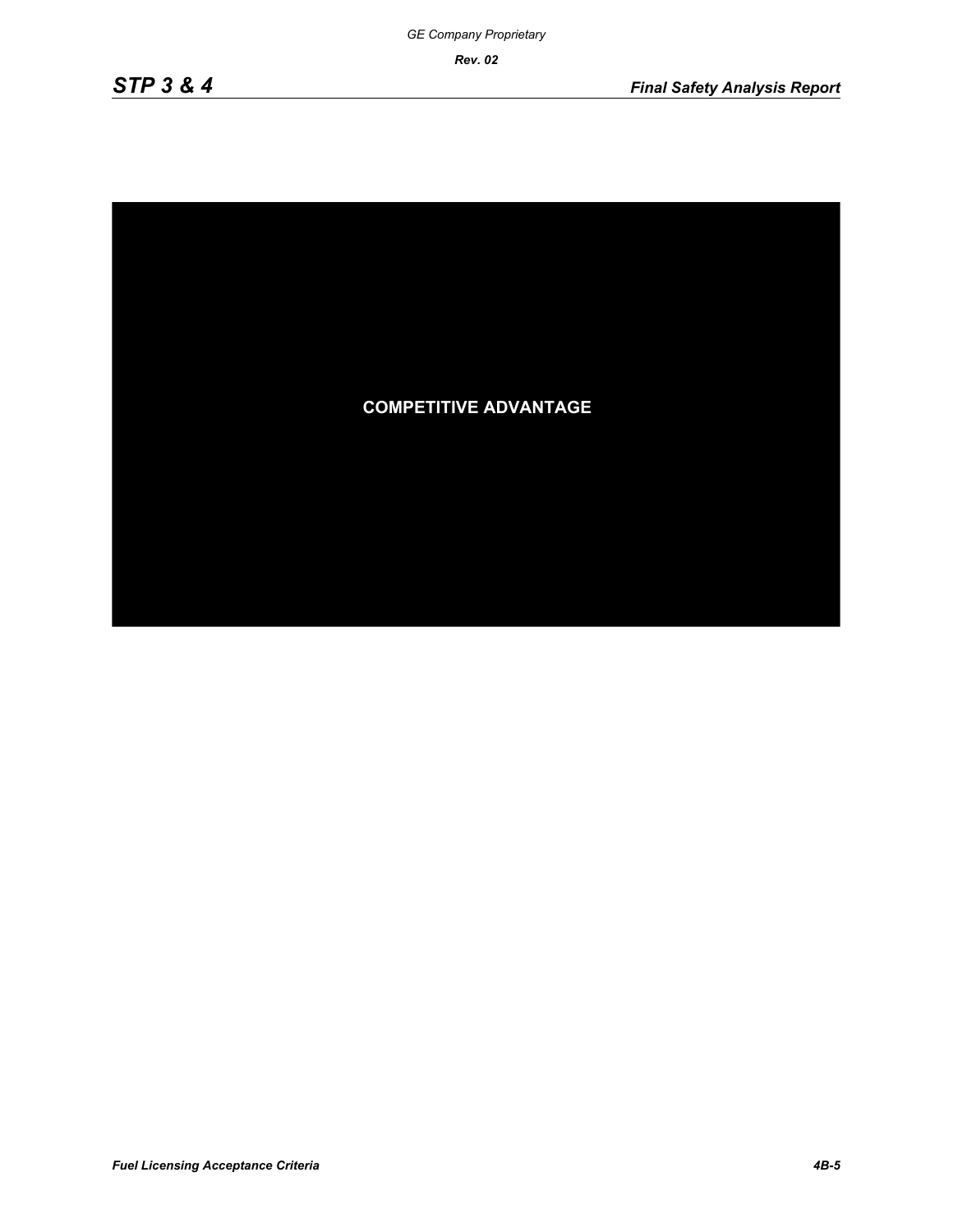COMPETITIVE ADVANTAGE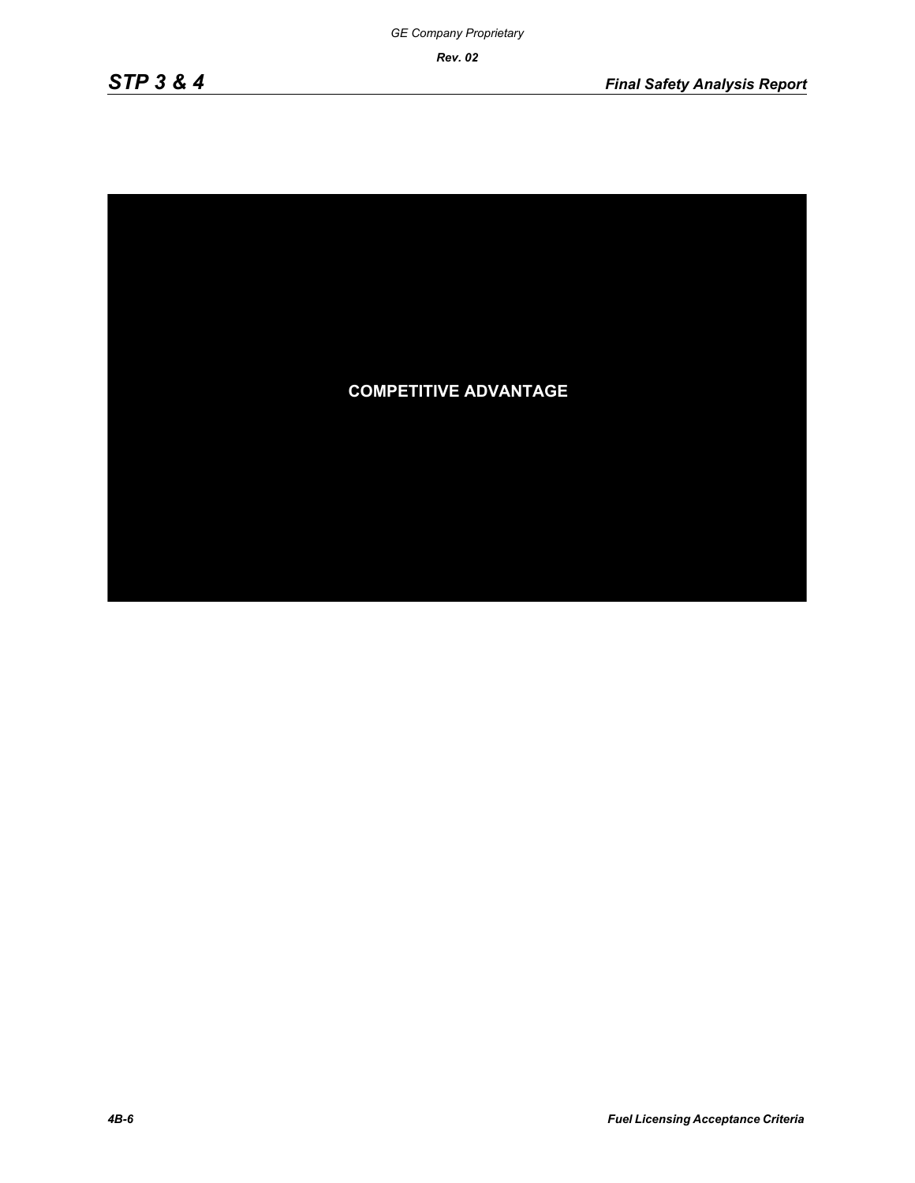COMPETITIVE ADVANTAGE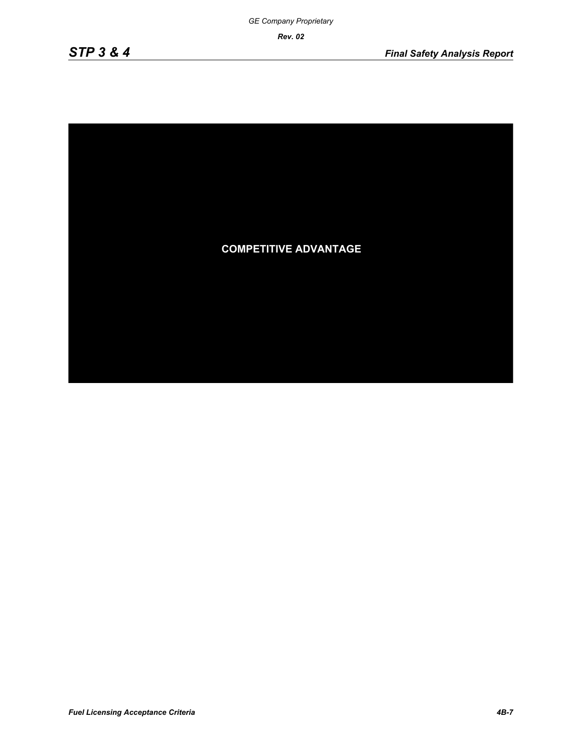COMPETITIVE ADVANTAGE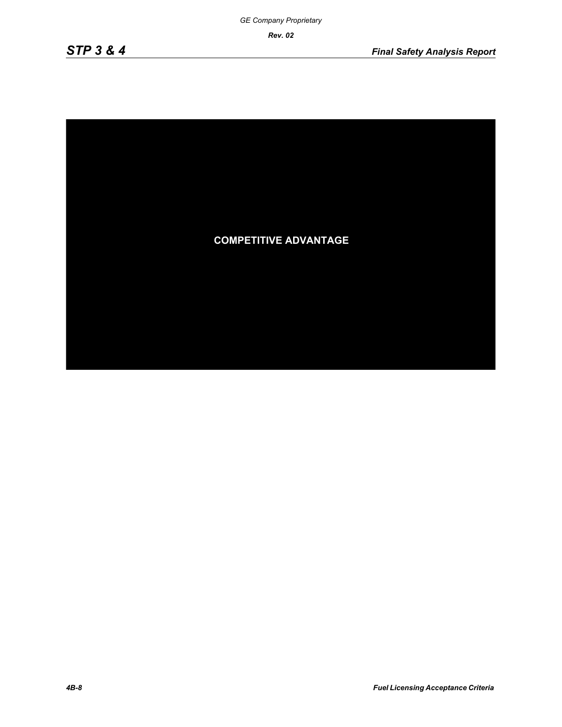COMPETITIVE ADVANTAGE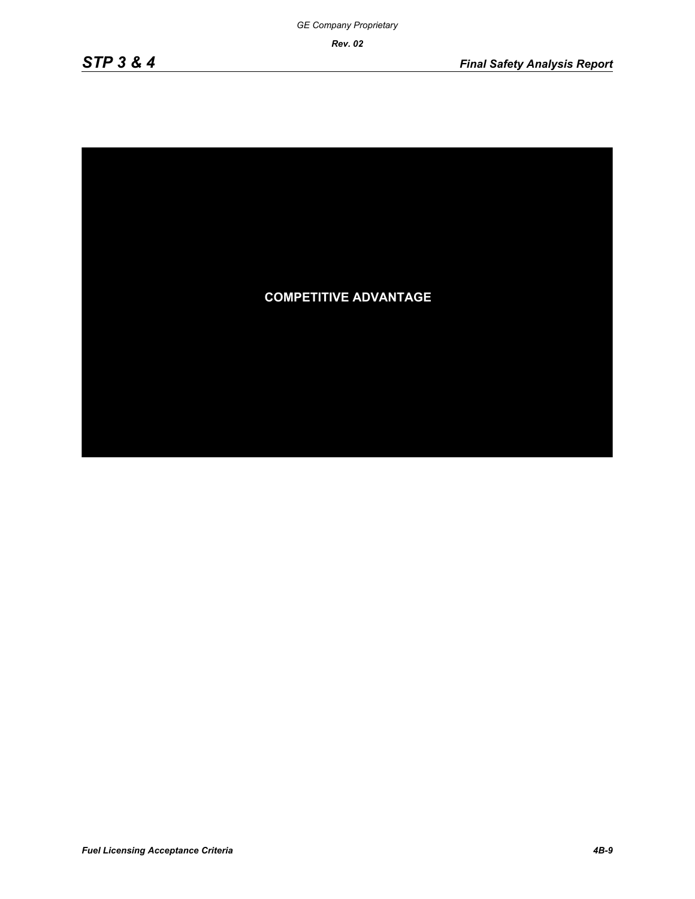COMPETITIVE ADVANTAGE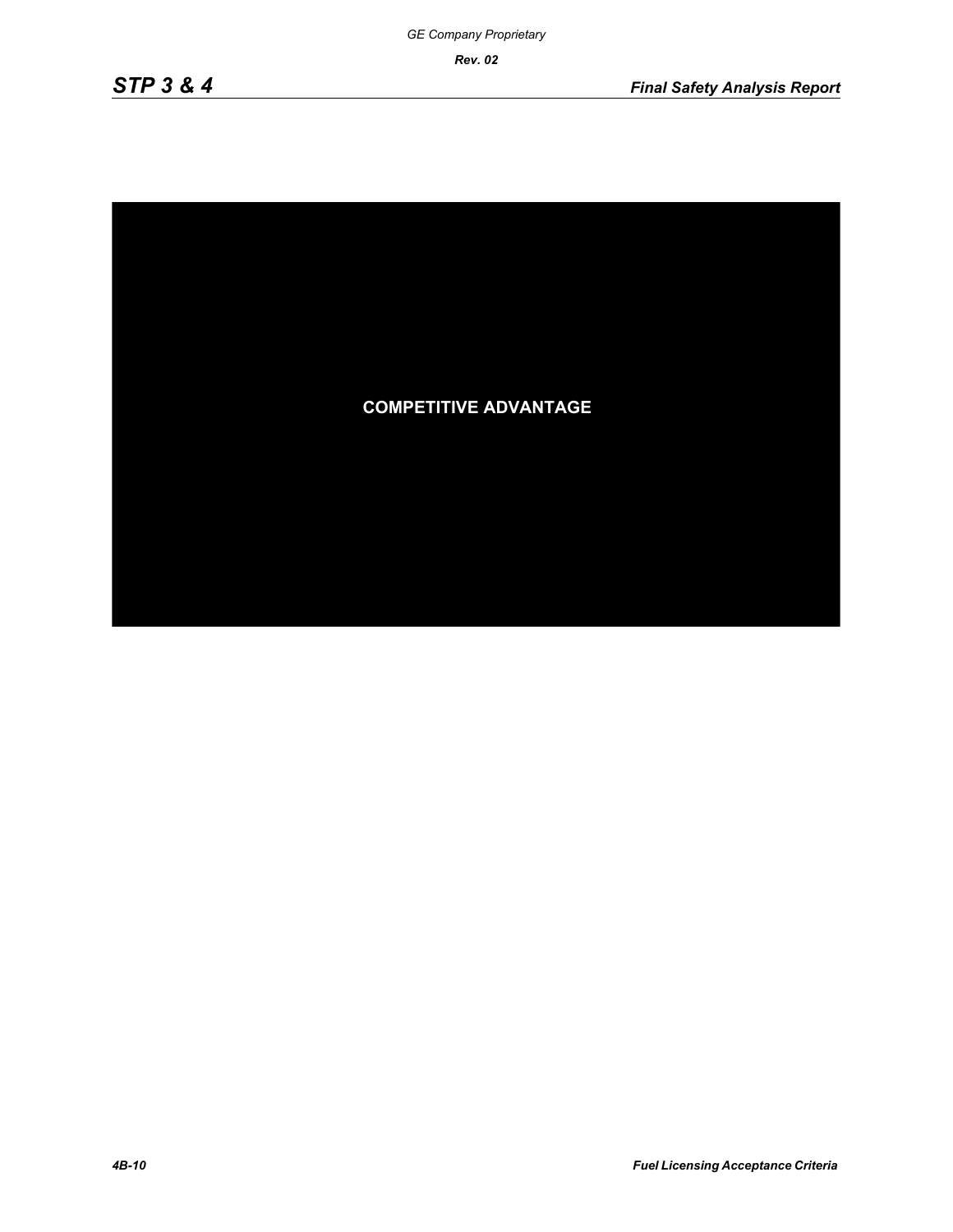COMPETITIVE ADVANTAGE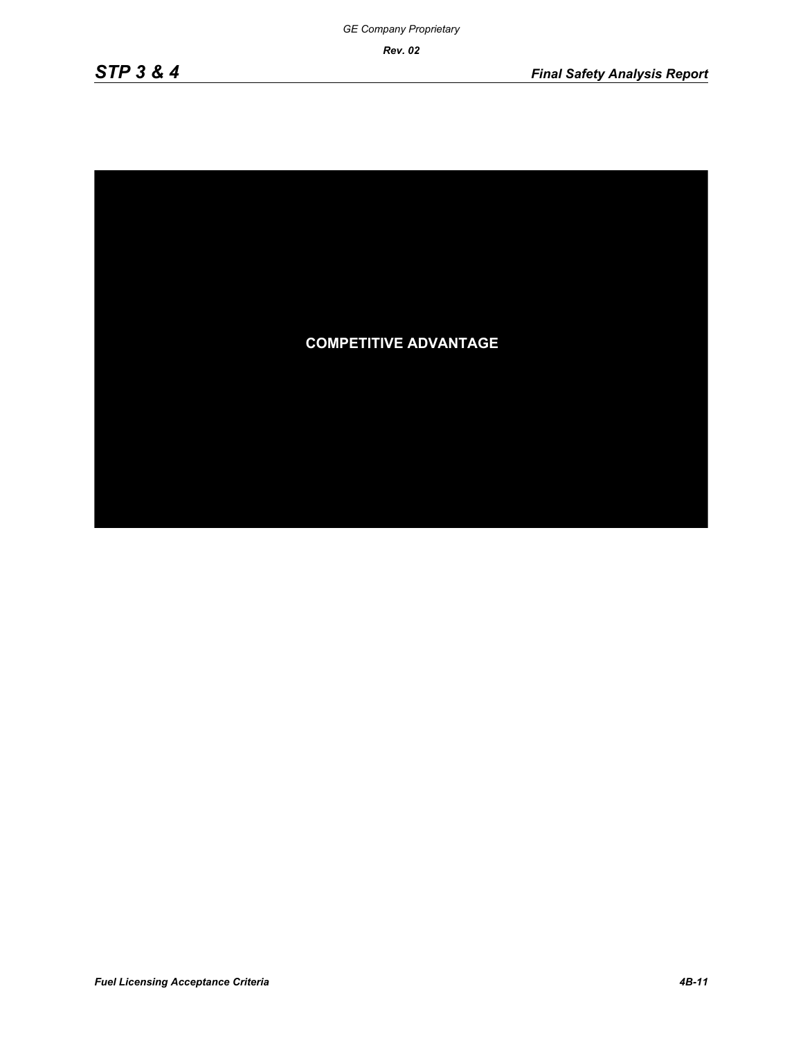COMPETITIVE ADVANTAGE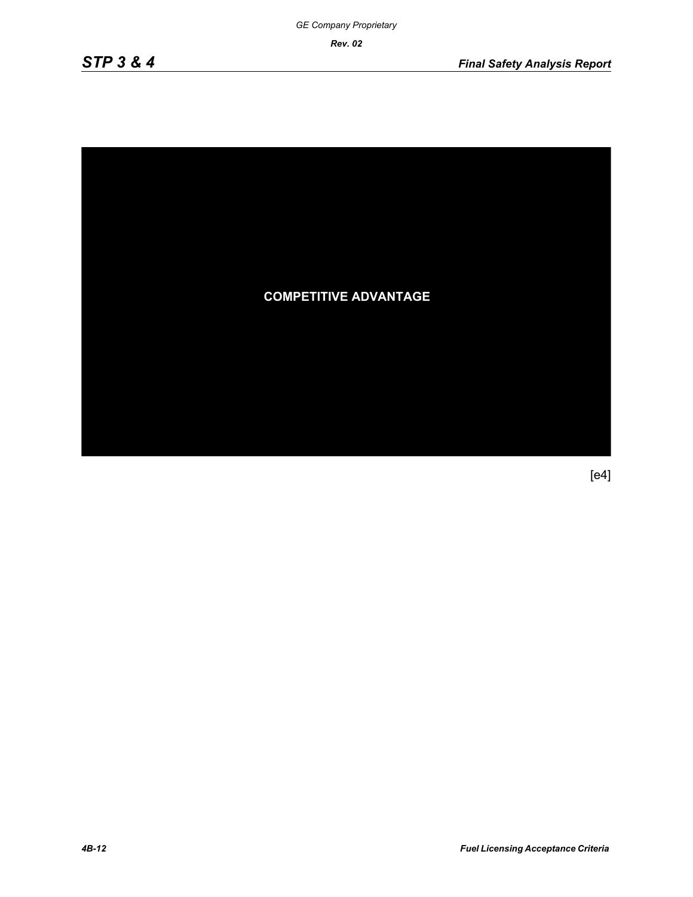COMPETITIVE ADVANTAGE

[e4]